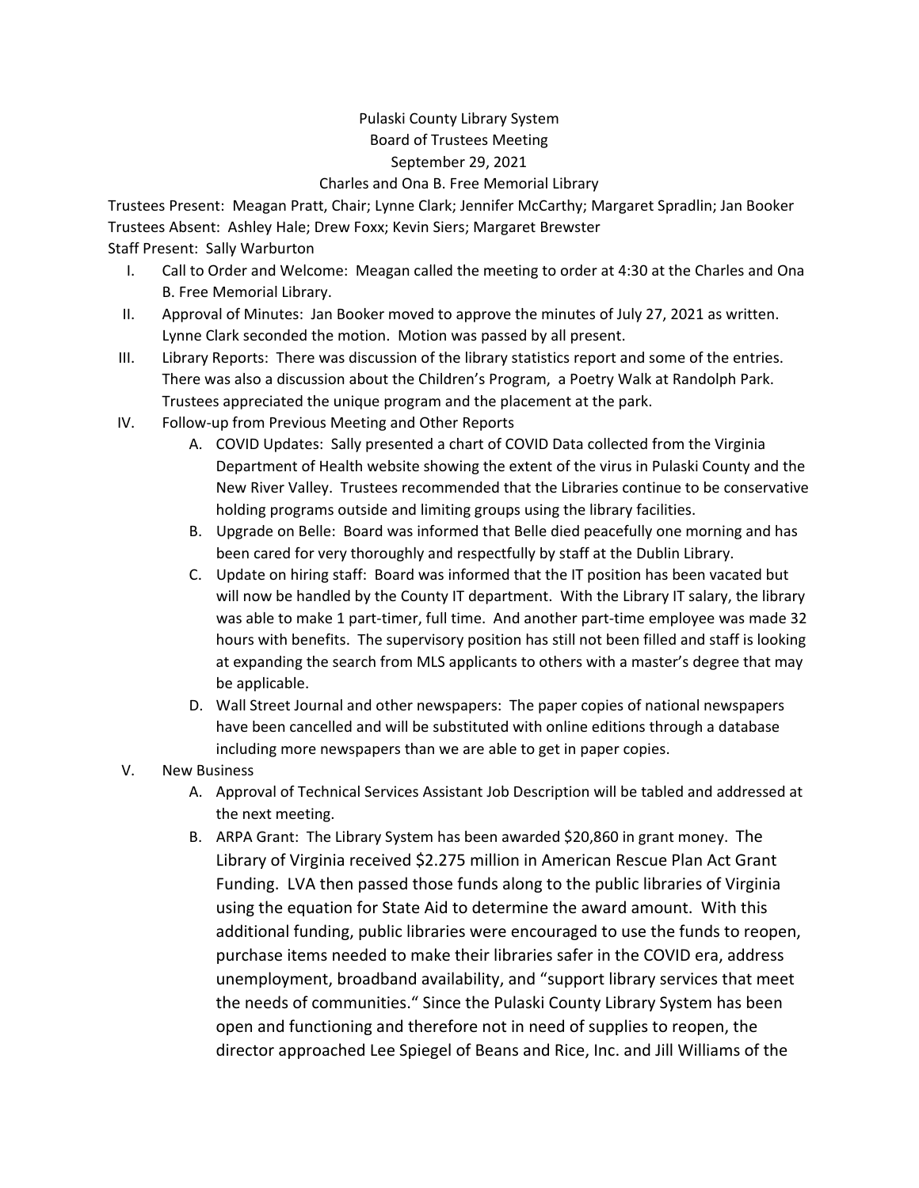Pulaski County Library System
Board of Trustees Meeting
September 29, 2021
Charles and Ona B. Free Memorial Library

Trustees Present: Meagan Pratt, Chair; Lynne Clark; Jennifer McCarthy; Margaret Spradlin; Jan Booker
Trustees Absent: Ashley Hale; Drew Foxx; Kevin Siers; Margaret Brewster
Staff Present: Sally Warburton

I. Call to Order and Welcome: Meagan called the meeting to order at 4:30 at the Charles and Ona B. Free Memorial Library.
II. Approval of Minutes: Jan Booker moved to approve the minutes of July 27, 2021 as written. Lynne Clark seconded the motion. Motion was passed by all present.
III. Library Reports: There was discussion of the library statistics report and some of the entries. There was also a discussion about the Children's Program, a Poetry Walk at Randolph Park. Trustees appreciated the unique program and the placement at the park.
IV. Follow-up from Previous Meeting and Other Reports
    A. COVID Updates: Sally presented a chart of COVID Data collected from the Virginia Department of Health website showing the extent of the virus in Pulaski County and the New River Valley. Trustees recommended that the Libraries continue to be conservative holding programs outside and limiting groups using the library facilities.
    B. Upgrade on Belle: Board was informed that Belle died peacefully one morning and has been cared for very thoroughly and respectfully by staff at the Dublin Library.
    C. Update on hiring staff: Board was informed that the IT position has been vacated but will now be handled by the County IT department. With the Library IT salary, the library was able to make 1 part-timer, full time. And another part-time employee was made 32 hours with benefits. The supervisory position has still not been filled and staff is looking at expanding the search from MLS applicants to others with a master's degree that may be applicable.
    D. Wall Street Journal and other newspapers: The paper copies of national newspapers have been cancelled and will be substituted with online editions through a database including more newspapers than we are able to get in paper copies.
V. New Business
    A. Approval of Technical Services Assistant Job Description will be tabled and addressed at the next meeting.
    B. ARPA Grant: The Library System has been awarded $20,860 in grant money. The Library of Virginia received $2.275 million in American Rescue Plan Act Grant Funding. LVA then passed those funds along to the public libraries of Virginia using the equation for State Aid to determine the award amount. With this additional funding, public libraries were encouraged to use the funds to reopen, purchase items needed to make their libraries safer in the COVID era, address unemployment, broadband availability, and "support library services that meet the needs of communities." Since the Pulaski County Library System has been open and functioning and therefore not in need of supplies to reopen, the director approached Lee Spiegel of Beans and Rice, Inc. and Jill Williams of the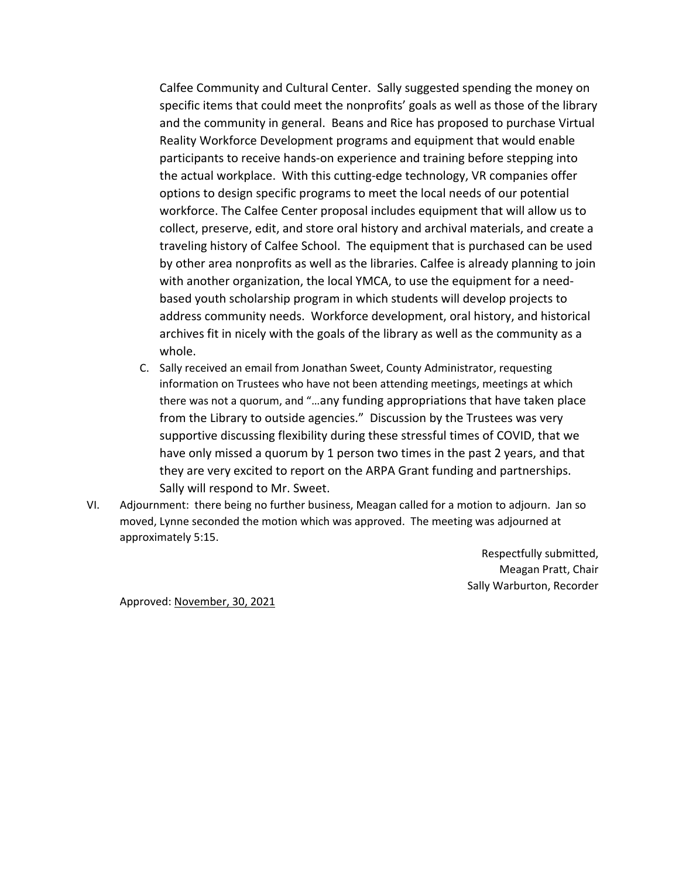Calfee Community and Cultural Center. Sally suggested spending the money on specific items that could meet the nonprofits' goals as well as those of the library and the community in general. Beans and Rice has proposed to purchase Virtual Reality Workforce Development programs and equipment that would enable participants to receive hands-on experience and training before stepping into the actual workplace. With this cutting-edge technology, VR companies offer options to design specific programs to meet the local needs of our potential workforce. The Calfee Center proposal includes equipment that will allow us to collect, preserve, edit, and store oral history and archival materials, and create a traveling history of Calfee School. The equipment that is purchased can be used by other area nonprofits as well as the libraries. Calfee is already planning to join with another organization, the local YMCA, to use the equipment for a need-based youth scholarship program in which students will develop projects to address community needs. Workforce development, oral history, and historical archives fit in nicely with the goals of the library as well as the community as a whole.

C. Sally received an email from Jonathan Sweet, County Administrator, requesting information on Trustees who have not been attending meetings, meetings at which there was not a quorum, and "…any funding appropriations that have taken place from the Library to outside agencies." Discussion by the Trustees was very supportive discussing flexibility during these stressful times of COVID, that we have only missed a quorum by 1 person two times in the past 2 years, and that they are very excited to report on the ARPA Grant funding and partnerships. Sally will respond to Mr. Sweet.

VI. Adjournment: there being no further business, Meagan called for a motion to adjourn. Jan so moved, Lynne seconded the motion which was approved. The meeting was adjourned at approximately 5:15.

Respectfully submitted,
Meagan Pratt, Chair
Sally Warburton, Recorder

Approved: November, 30, 2021